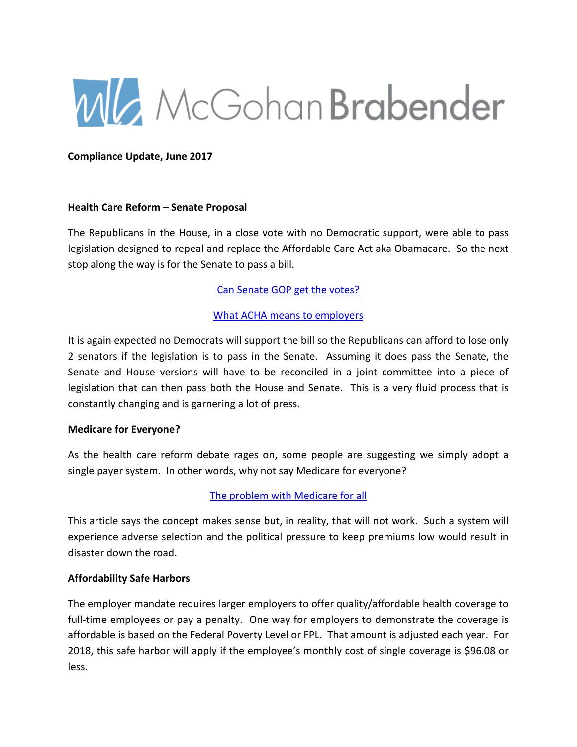McGohan Brabender

**Compliance Update, June 2017**

**Health Care Reform – Senate Proposal**

The Republicans in the House, in a close vote with no Democratic support, were able to pass legislation designed to repeal and replace the Affordable Care Act aka Obamacare. So the next stop along the way is for the Senate to pass a bill.

Can Senate GOP get the votes?

What ACHA means to employers

It is again expected no Democrats will support the bill so the Republicans can afford to lose only 2 senators if the legislation is to pass in the Senate. Assuming it does pass the Senate, the Senate and House versions will have to be reconciled in a joint committee into a piece of legislation that can then pass both the House and Senate. This is a very fluid process that is constantly changing and is garnering a lot of press.

**Medicare for Everyone?**

As the health care reform debate rages on, some people are suggesting we simply adopt a single payer system. In other words, why not say Medicare for everyone?

The problem with Medicare for all

This article says the concept makes sense but, in reality, that will not work. Such a system will experience adverse selection and the political pressure to keep premiums low would result in disaster down the road.

**Affordability Safe Harbors**

The employer mandate requires larger employers to offer quality/affordable health coverage to full-time employees or pay a penalty. One way for employers to demonstrate the coverage is affordable is based on the Federal Poverty Level or FPL. That amount is adjusted each year. For 2018, this safe harbor will apply if the employee's monthly cost of single coverage is $96.08 or less.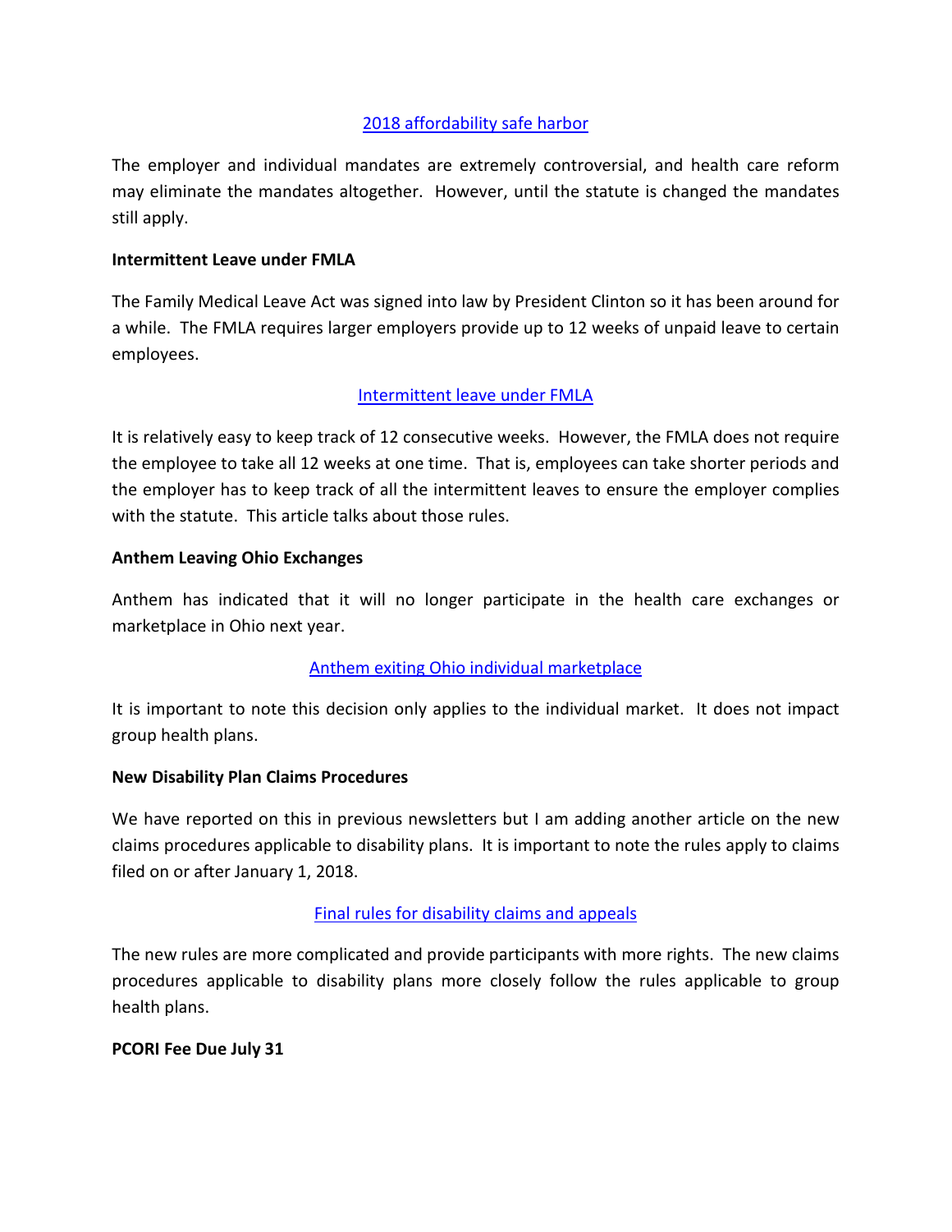[2018 affordability safe harbor]

The employer and individual mandates are extremely controversial, and health care reform may eliminate the mandates altogether. However, until the statute is changed the mandates still apply.

**Intermittent Leave under FMLA**

The Family Medical Leave Act was signed into law by President Clinton so it has been around for a while. The FMLA requires larger employers provide up to 12 weeks of unpaid leave to certain employees.

[Intermittent leave under FMLA]

It is relatively easy to keep track of 12 consecutive weeks. However, the FMLA does not require the employee to take all 12 weeks at one time. That is, employees can take shorter periods and the employer has to keep track of all the intermittent leaves to ensure the employer complies with the statute. This article talks about those rules.

**Anthem Leaving Ohio Exchanges**

Anthem has indicated that it will no longer participate in the health care exchanges or marketplace in Ohio next year.

[Anthem exiting Ohio individual marketplace]

It is important to note this decision only applies to the individual market. It does not impact group health plans.

**New Disability Plan Claims Procedures**

We have reported on this in previous newsletters but I am adding another article on the new claims procedures applicable to disability plans. It is important to note the rules apply to claims filed on or after January 1, 2018.

[Final rules for disability claims and appeals]

The new rules are more complicated and provide participants with more rights. The new claims procedures applicable to disability plans more closely follow the rules applicable to group health plans.

**PCORI Fee Due July 31**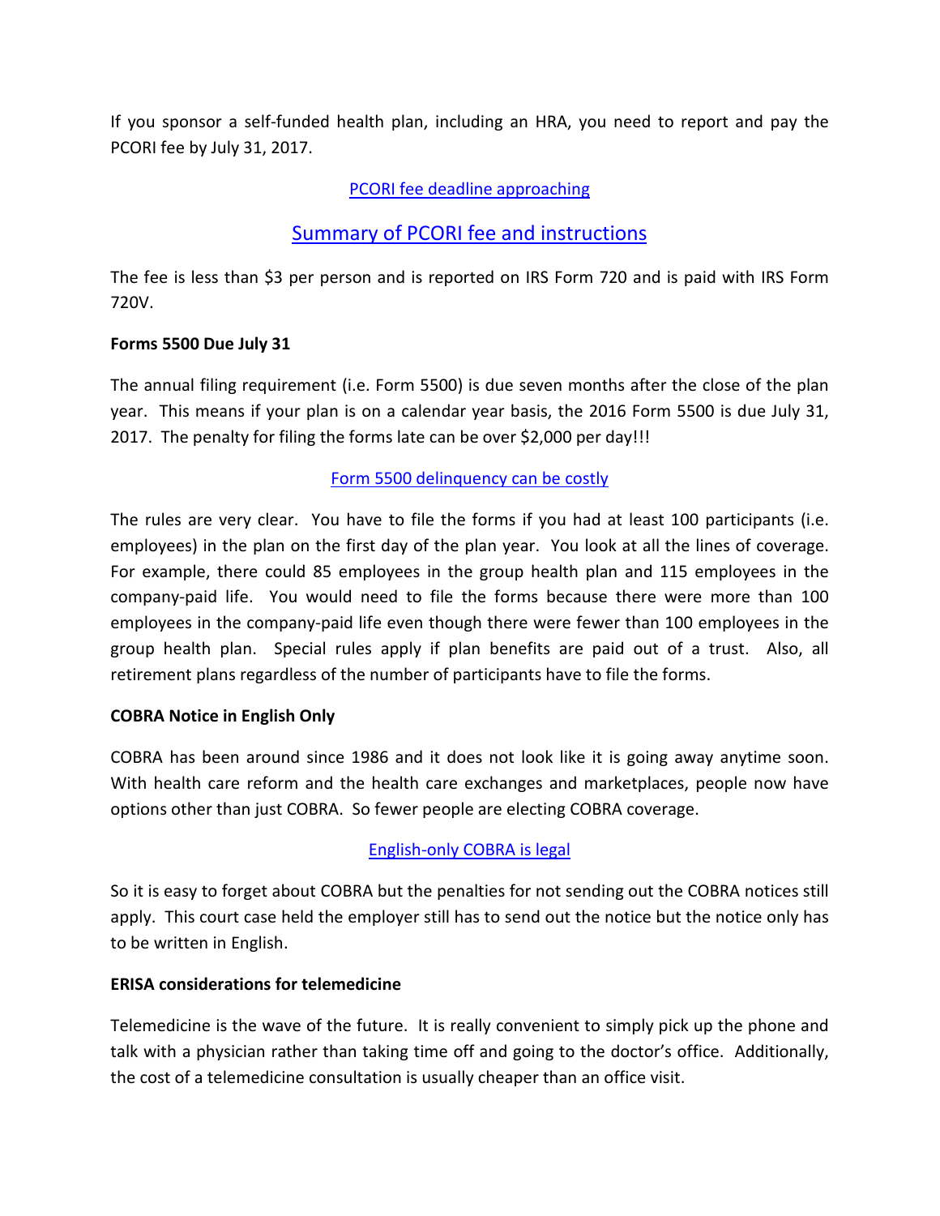If you sponsor a self-funded health plan, including an HRA, you need to report and pay the PCORI fee by July 31, 2017.

PCORI fee deadline approaching

Summary of PCORI fee and instructions

The fee is less than $3 per person and is reported on IRS Form 720 and is paid with IRS Form 720V.

**Forms 5500 Due July 31**

The annual filing requirement (i.e. Form 5500) is due seven months after the close of the plan year. This means if your plan is on a calendar year basis, the 2016 Form 5500 is due July 31, 2017. The penalty for filing the forms late can be over $2,000 per day!!!

Form 5500 delinquency can be costly

The rules are very clear. You have to file the forms if you had at least 100 participants (i.e. employees) in the plan on the first day of the plan year. You look at all the lines of coverage. For example, there could 85 employees in the group health plan and 115 employees in the company-paid life. You would need to file the forms because there were more than 100 employees in the company-paid life even though there were fewer than 100 employees in the group health plan. Special rules apply if plan benefits are paid out of a trust. Also, all retirement plans regardless of the number of participants have to file the forms.

**COBRA Notice in English Only**

COBRA has been around since 1986 and it does not look like it is going away anytime soon. With health care reform and the health care exchanges and marketplaces, people now have options other than just COBRA. So fewer people are electing COBRA coverage.

English-only COBRA is legal

So it is easy to forget about COBRA but the penalties for not sending out the COBRA notices still apply. This court case held the employer still has to send out the notice but the notice only has to be written in English.

**ERISA considerations for telemedicine**

Telemedicine is the wave of the future. It is really convenient to simply pick up the phone and talk with a physician rather than taking time off and going to the doctor's office. Additionally, the cost of a telemedicine consultation is usually cheaper than an office visit.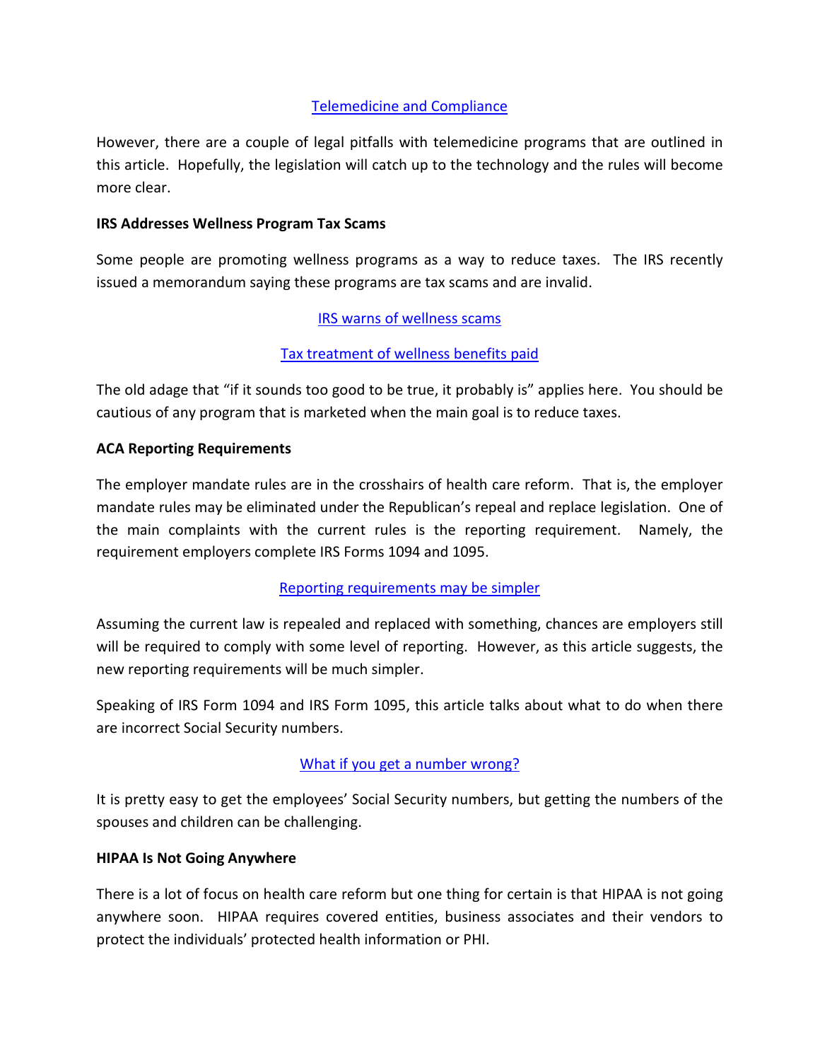[Telemedicine and Compliance]

However, there are a couple of legal pitfalls with telemedicine programs that are outlined in this article. Hopefully, the legislation will catch up to the technology and the rules will become more clear.

**IRS Addresses Wellness Program Tax Scams**

Some people are promoting wellness programs as a way to reduce taxes. The IRS recently issued a memorandum saying these programs are tax scams and are invalid.

[IRS warns of wellness scams]

[Tax treatment of wellness benefits paid]

The old adage that "if it sounds too good to be true, it probably is" applies here. You should be cautious of any program that is marketed when the main goal is to reduce taxes.

**ACA Reporting Requirements**

The employer mandate rules are in the crosshairs of health care reform. That is, the employer mandate rules may be eliminated under the Republican's repeal and replace legislation. One of the main complaints with the current rules is the reporting requirement. Namely, the requirement employers complete IRS Forms 1094 and 1095.

[Reporting requirements may be simpler]

Assuming the current law is repealed and replaced with something, chances are employers still will be required to comply with some level of reporting. However, as this article suggests, the new reporting requirements will be much simpler.

Speaking of IRS Form 1094 and IRS Form 1095, this article talks about what to do when there are incorrect Social Security numbers.

[What if you get a number wrong?]

It is pretty easy to get the employees' Social Security numbers, but getting the numbers of the spouses and children can be challenging.

**HIPAA Is Not Going Anywhere**

There is a lot of focus on health care reform but one thing for certain is that HIPAA is not going anywhere soon. HIPAA requires covered entities, business associates and their vendors to protect the individuals' protected health information or PHI.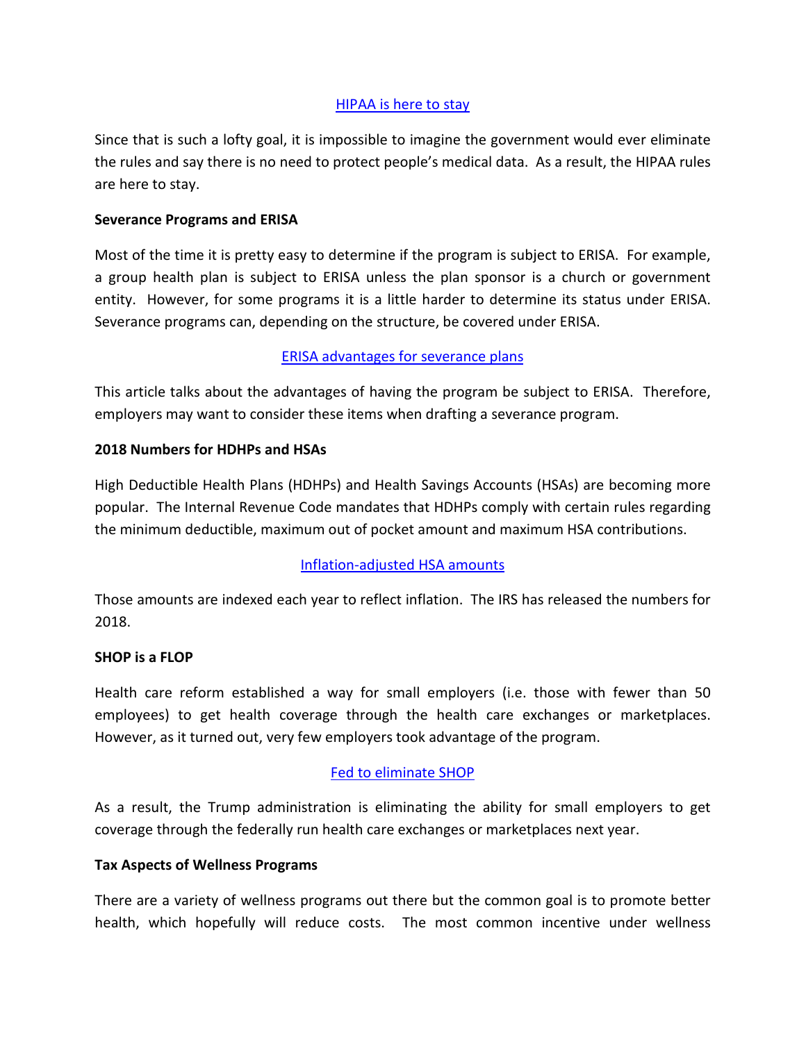[HIPAA is here to stay]

Since that is such a lofty goal, it is impossible to imagine the government would ever eliminate the rules and say there is no need to protect people's medical data. As a result, the HIPAA rules are here to stay.

**Severance Programs and ERISA**

Most of the time it is pretty easy to determine if the program is subject to ERISA. For example, a group health plan is subject to ERISA unless the plan sponsor is a church or government entity. However, for some programs it is a little harder to determine its status under ERISA. Severance programs can, depending on the structure, be covered under ERISA.

[ERISA advantages for severance plans]

This article talks about the advantages of having the program be subject to ERISA. Therefore, employers may want to consider these items when drafting a severance program.

**2018 Numbers for HDHPs and HSAs**

High Deductible Health Plans (HDHPs) and Health Savings Accounts (HSAs) are becoming more popular. The Internal Revenue Code mandates that HDHPs comply with certain rules regarding the minimum deductible, maximum out of pocket amount and maximum HSA contributions.

[Inflation-adjusted HSA amounts]

Those amounts are indexed each year to reflect inflation. The IRS has released the numbers for 2018.

**SHOP is a FLOP**

Health care reform established a way for small employers (i.e. those with fewer than 50 employees) to get health coverage through the health care exchanges or marketplaces. However, as it turned out, very few employers took advantage of the program.

[Fed to eliminate SHOP]

As a result, the Trump administration is eliminating the ability for small employers to get coverage through the federally run health care exchanges or marketplaces next year.

**Tax Aspects of Wellness Programs**

There are a variety of wellness programs out there but the common goal is to promote better health, which hopefully will reduce costs. The most common incentive under wellness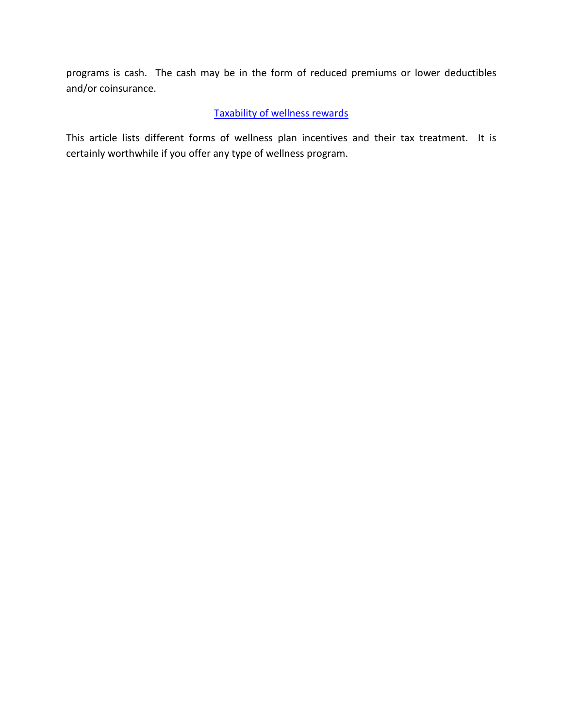programs is cash. The cash may be in the form of reduced premiums or lower deductibles and/or coinsurance.

Taxability of wellness rewards

This article lists different forms of wellness plan incentives and their tax treatment. It is certainly worthwhile if you offer any type of wellness program.